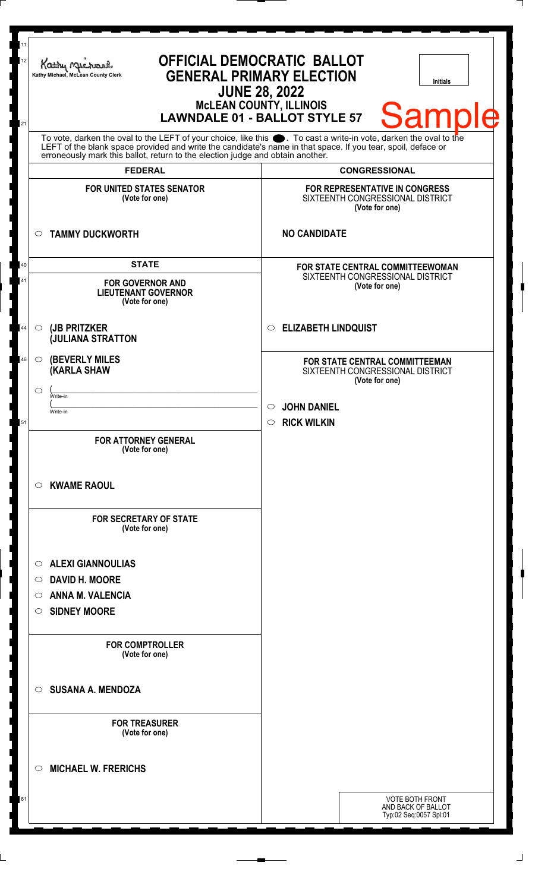Kathy Michael, McLean County Clerk

# OFFICIAL DEMOCRATIC BALLOT
## GENERAL PRIMARY ELECTION
## JUNE 28, 2022
### McLEAN COUNTY, ILLINOIS
### LAWNDALE 01 - BALLOT STYLE 57

Initials

Sample

To vote, darken the oval to the LEFT of your choice, like this ●. To cast a write-in vote, darken the oval to the LEFT of the blank space provided and write the candidate's name in that space. If you tear, spoil, deface or erroneously mark this ballot, return to the election judge and obtain another.

## FEDERAL

**FOR UNITED STATES SENATOR**
(Vote for one)

- ○ **TAMMY DUCKWORTH**

## STATE

**FOR GOVERNOR AND LIEUTENANT GOVERNOR**
(Vote for one)

- ○ **(JB PRITZKER (JULIANA STRATTON**
- ○ **(BEVERLY MILES (KARLA SHAW**
- ○ ( ________ Write-in ( ________ Write-in

**FOR ATTORNEY GENERAL**
(Vote for one)

- ○ **KWAME RAOUL**

**FOR SECRETARY OF STATE**
(Vote for one)

- ○ **ALEXI GIANNOULIAS**
- ○ **DAVID H. MOORE**
- ○ **ANNA M. VALENCIA**
- ○ **SIDNEY MOORE**

**FOR COMPTROLLER**
(Vote for one)

- ○ **SUSANA A. MENDOZA**

**FOR TREASURER**
(Vote for one)

- ○ **MICHAEL W. FRERICHS**

## CONGRESSIONAL

**FOR REPRESENTATIVE IN CONGRESS**
SIXTEENTH CONGRESSIONAL DISTRICT
(Vote for one)

**NO CANDIDATE**

**FOR STATE CENTRAL COMMITTEEWOMAN**
SIXTEENTH CONGRESSIONAL DISTRICT
(Vote for one)

- ○ **ELIZABETH LINDQUIST**

**FOR STATE CENTRAL COMMITTEEMAN**
SIXTEENTH CONGRESSIONAL DISTRICT
(Vote for one)

- ○ **JOHN DANIEL**
- ○ **RICK WILKIN**

VOTE BOTH FRONT AND BACK OF BALLOT
Typ:02 Seq:0057 Spl:01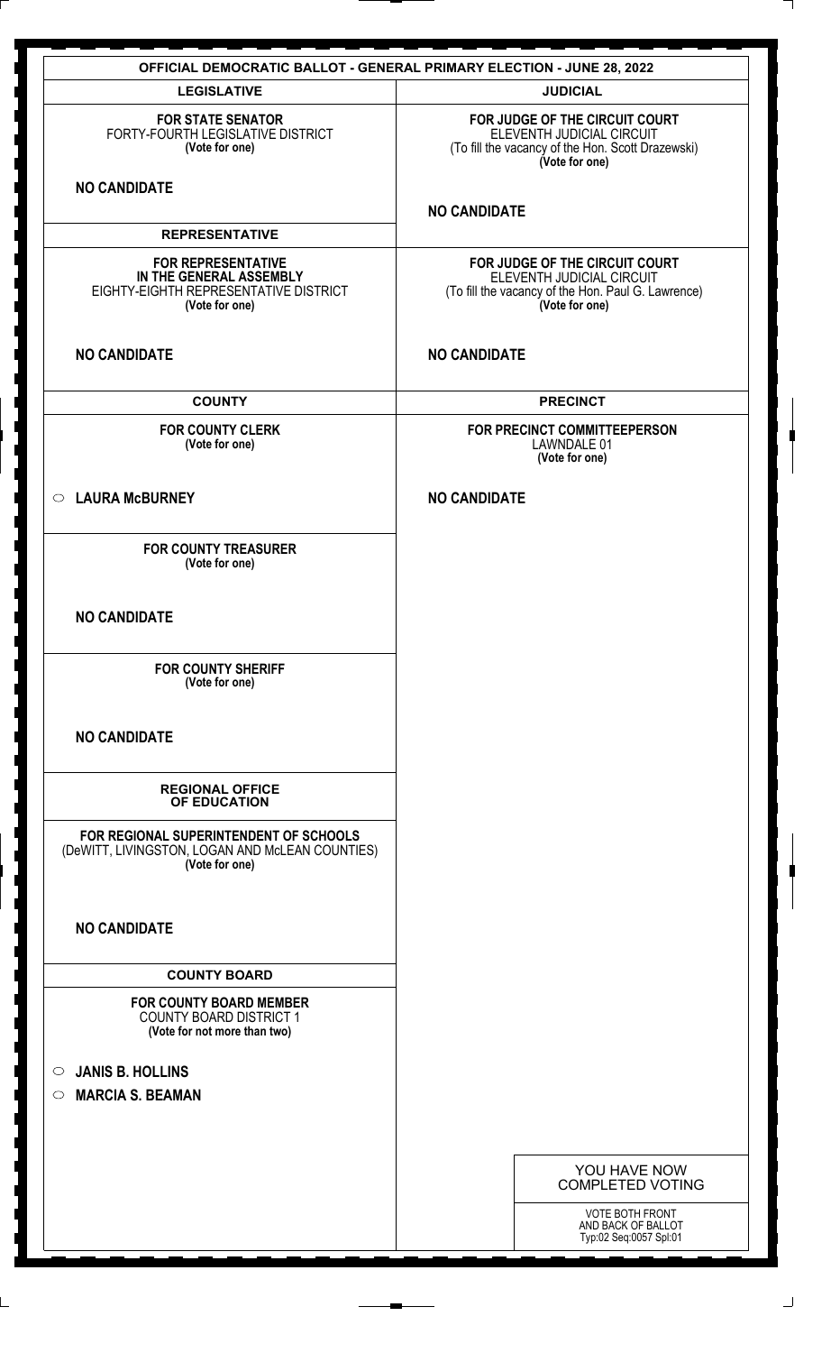# OFFICIAL DEMOCRATIC BALLOT - GENERAL PRIMARY ELECTION - JUNE 28, 2022

## LEGISLATIVE

**FOR STATE SENATOR**
FORTY-FOURTH LEGISLATIVE DISTRICT
**(Vote for one)**

**NO CANDIDATE**

## REPRESENTATIVE

**FOR REPRESENTATIVE IN THE GENERAL ASSEMBLY**
EIGHTY-EIGHTH REPRESENTATIVE DISTRICT
**(Vote for one)**

**NO CANDIDATE**

## COUNTY

**FOR COUNTY CLERK**
**(Vote for one)**

○ **LAURA McBURNEY**

**FOR COUNTY TREASURER**
**(Vote for one)**

**NO CANDIDATE**

**FOR COUNTY SHERIFF**
**(Vote for one)**

**NO CANDIDATE**

## REGIONAL OFFICE OF EDUCATION

**FOR REGIONAL SUPERINTENDENT OF SCHOOLS**
(DeWITT, LIVINGSTON, LOGAN AND McLEAN COUNTIES)
**(Vote for one)**

**NO CANDIDATE**

## COUNTY BOARD

**FOR COUNTY BOARD MEMBER**
COUNTY BOARD DISTRICT 1
**(Vote for not more than two)**

○ **JANIS B. HOLLINS**

○ **MARCIA S. BEAMAN**

## JUDICIAL

**FOR JUDGE OF THE CIRCUIT COURT**
ELEVENTH JUDICIAL CIRCUIT
(To fill the vacancy of the Hon. Scott Drazewski)
**(Vote for one)**

**NO CANDIDATE**

**FOR JUDGE OF THE CIRCUIT COURT**
ELEVENTH JUDICIAL CIRCUIT
(To fill the vacancy of the Hon. Paul G. Lawrence)
**(Vote for one)**

**NO CANDIDATE**

## PRECINCT

**FOR PRECINCT COMMITTEEPERSON**
LAWNDALE 01
**(Vote for one)**

**NO CANDIDATE**

YOU HAVE NOW COMPLETED VOTING

VOTE BOTH FRONT AND BACK OF BALLOT
Typ:02 Seq:0057 Spl:01